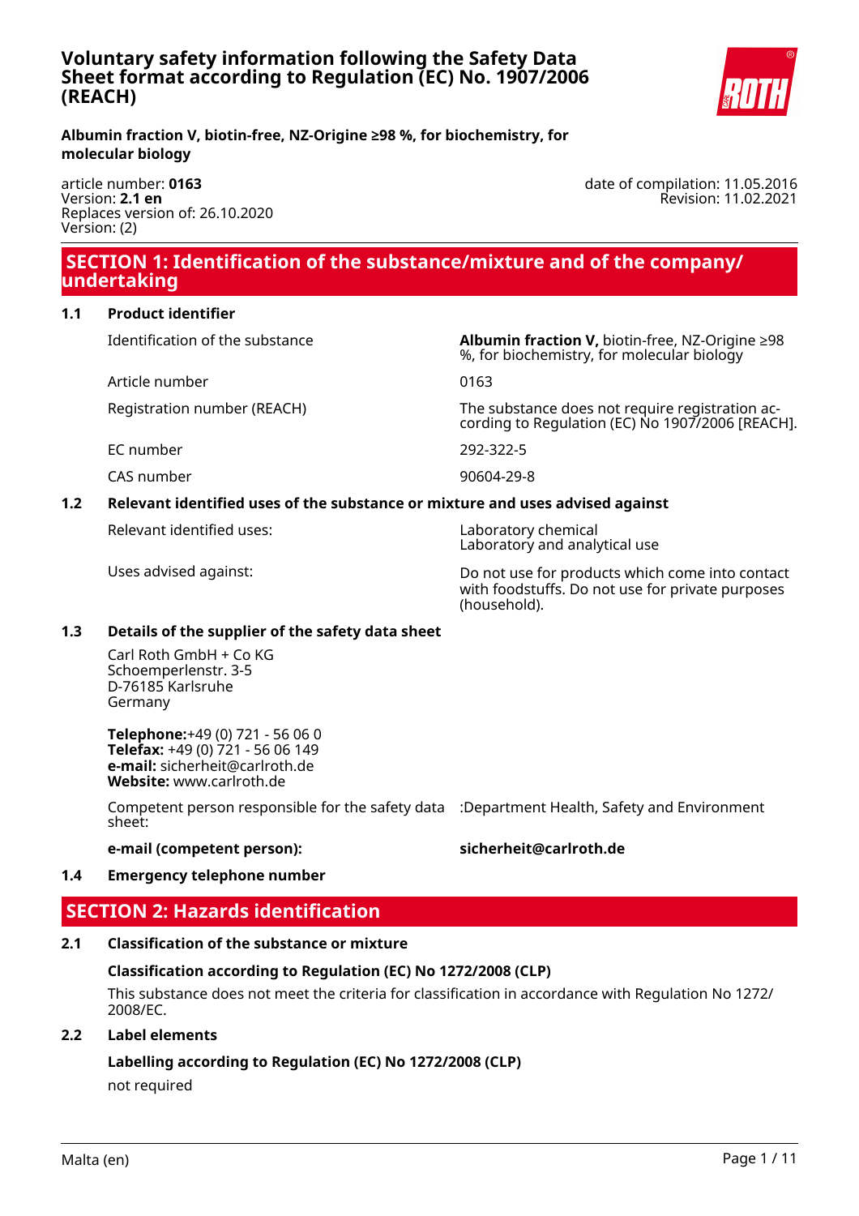# Voluntary safety information following the Safety Data Sheet format according to Regulation (EC) No. 1907/2006 (REACH)

**Albumin fraction V, biotin-free, NZ-Origine ≥98 %, for biochemistry, for molecular biology**

article number: **0163**
Version: **2.1 en**
Replaces version of: 26.10.2020
Version: (2)

date of compilation: 11.05.2016
Revision: 11.02.2021

## SECTION 1: Identification of the substance/mixture and of the company/undertaking

### 1.1 Product identifier

| | |
|---|---|
| Identification of the substance | **Albumin fraction V,** biotin-free, NZ-Origine ≥98 %, for biochemistry, for molecular biology |
| Article number | 0163 |
| Registration number (REACH) | The substance does not require registration according to Regulation (EC) No 1907/2006 [REACH]. |
| EC number | 292-322-5 |
| CAS number | 90604-29-8 |

### 1.2 Relevant identified uses of the substance or mixture and uses advised against

| | |
|---|---|
| Relevant identified uses: | Laboratory chemical<br>Laboratory and analytical use |
| Uses advised against: | Do not use for products which come into contact with foodstuffs. Do not use for private purposes (household). |

### 1.3 Details of the supplier of the safety data sheet

Carl Roth GmbH + Co KG
Schoemperlenstr. 3-5
D-76185 Karlsruhe
Germany

**Telephone:**+49 (0) 721 - 56 06 0
**Telefax:** +49 (0) 721 - 56 06 149
**e-mail:** sicherheit@carlroth.de
**Website:** www.carlroth.de

Competent person responsible for the safety data sheet: :Department Health, Safety and Environment

**e-mail (competent person):** **sicherheit@carlroth.de**

### 1.4 Emergency telephone number

## SECTION 2: Hazards identification

### 2.1 Classification of the substance or mixture

**Classification according to Regulation (EC) No 1272/2008 (CLP)**

This substance does not meet the criteria for classification in accordance with Regulation No 1272/2008/EC.

### 2.2 Label elements

**Labelling according to Regulation (EC) No 1272/2008 (CLP)**

not required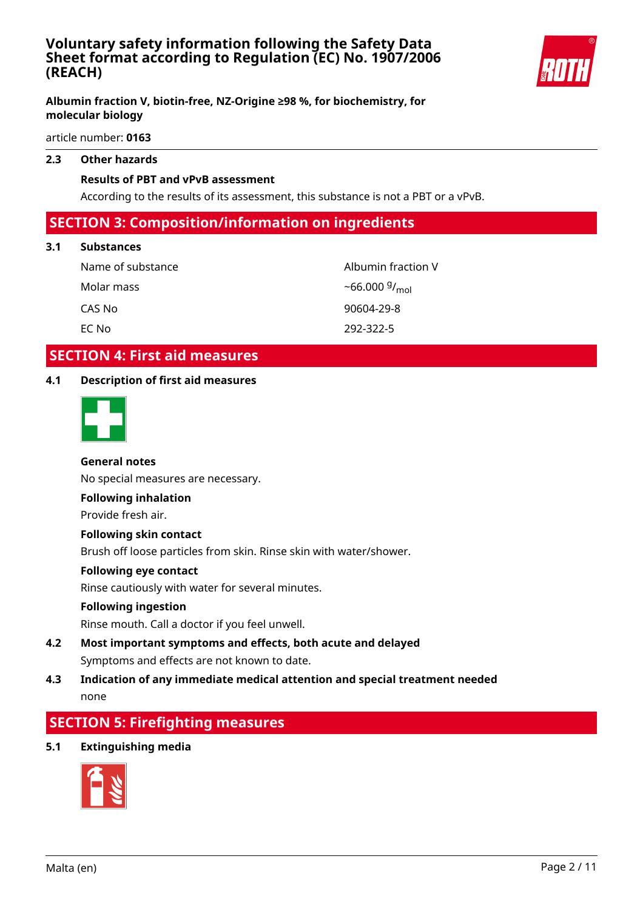### 2.3 Other hazards

**Results of PBT and vPvB assessment**

According to the results of its assessment, this substance is not a PBT or a vPvB.

## SECTION 3: Composition/information on ingredients

### 3.1 Substances

| | |
|---|---|
| Name of substance | Albumin fraction V |
| Molar mass | ~66.000 $^{g}/_{mol}$ |
| CAS No | 90604-29-8 |
| EC No | 292-322-5 |

## SECTION 4: First aid measures

### 4.1 Description of first aid measures

**General notes**

No special measures are necessary.

**Following inhalation**

Provide fresh air.

**Following skin contact**

Brush off loose particles from skin. Rinse skin with water/shower.

**Following eye contact**

Rinse cautiously with water for several minutes.

**Following ingestion**

Rinse mouth. Call a doctor if you feel unwell.

### 4.2 Most important symptoms and effects, both acute and delayed

Symptoms and effects are not known to date.

### 4.3 Indication of any immediate medical attention and special treatment needed

none

## SECTION 5: Firefighting measures

### 5.1 Extinguishing media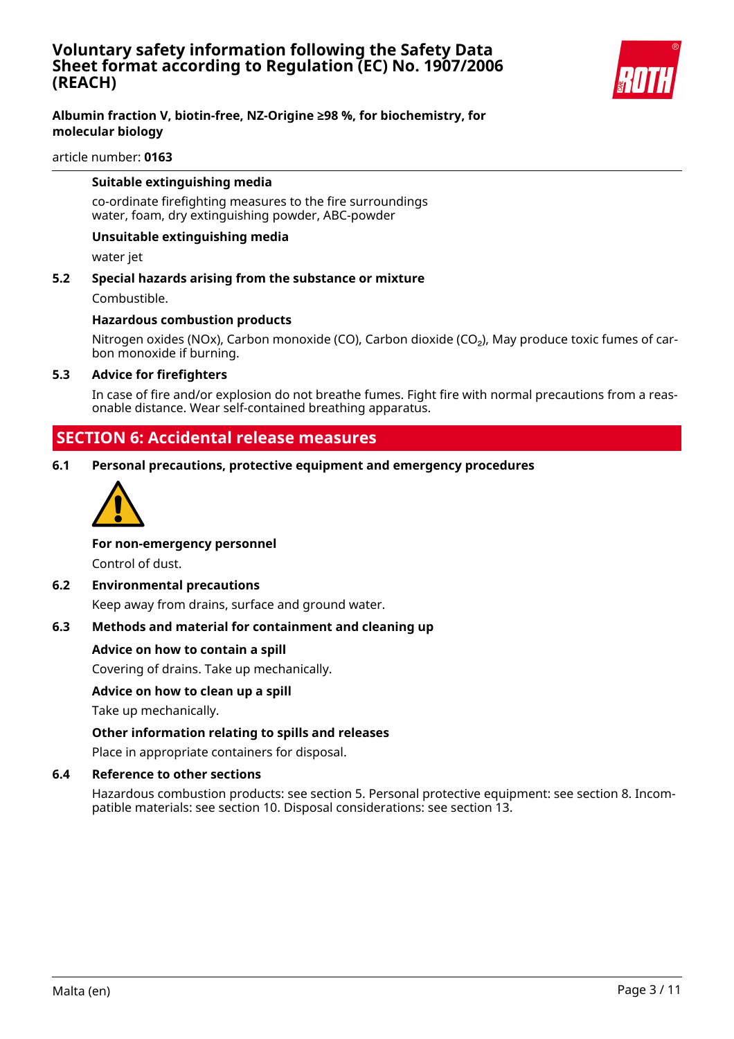#### Suitable extinguishing media

co-ordinate firefighting measures to the fire surroundings
water, foam, dry extinguishing powder, ABC-powder

#### Unsuitable extinguishing media

water jet

### 5.2 Special hazards arising from the substance or mixture

Combustible.

#### Hazardous combustion products

Nitrogen oxides (NOx), Carbon monoxide (CO), Carbon dioxide ($CO_2$), May produce toxic fumes of carbon monoxide if burning.

### 5.3 Advice for firefighters

In case of fire and/or explosion do not breathe fumes. Fight fire with normal precautions from a reasonable distance. Wear self-contained breathing apparatus.

## SECTION 6: Accidental release measures

### 6.1 Personal precautions, protective equipment and emergency procedures

#### For non-emergency personnel

Control of dust.

### 6.2 Environmental precautions

Keep away from drains, surface and ground water.

### 6.3 Methods and material for containment and cleaning up

#### Advice on how to contain a spill

Covering of drains. Take up mechanically.

#### Advice on how to clean up a spill

Take up mechanically.

#### Other information relating to spills and releases

Place in appropriate containers for disposal.

### 6.4 Reference to other sections

Hazardous combustion products: see section 5. Personal protective equipment: see section 8. Incompatible materials: see section 10. Disposal considerations: see section 13.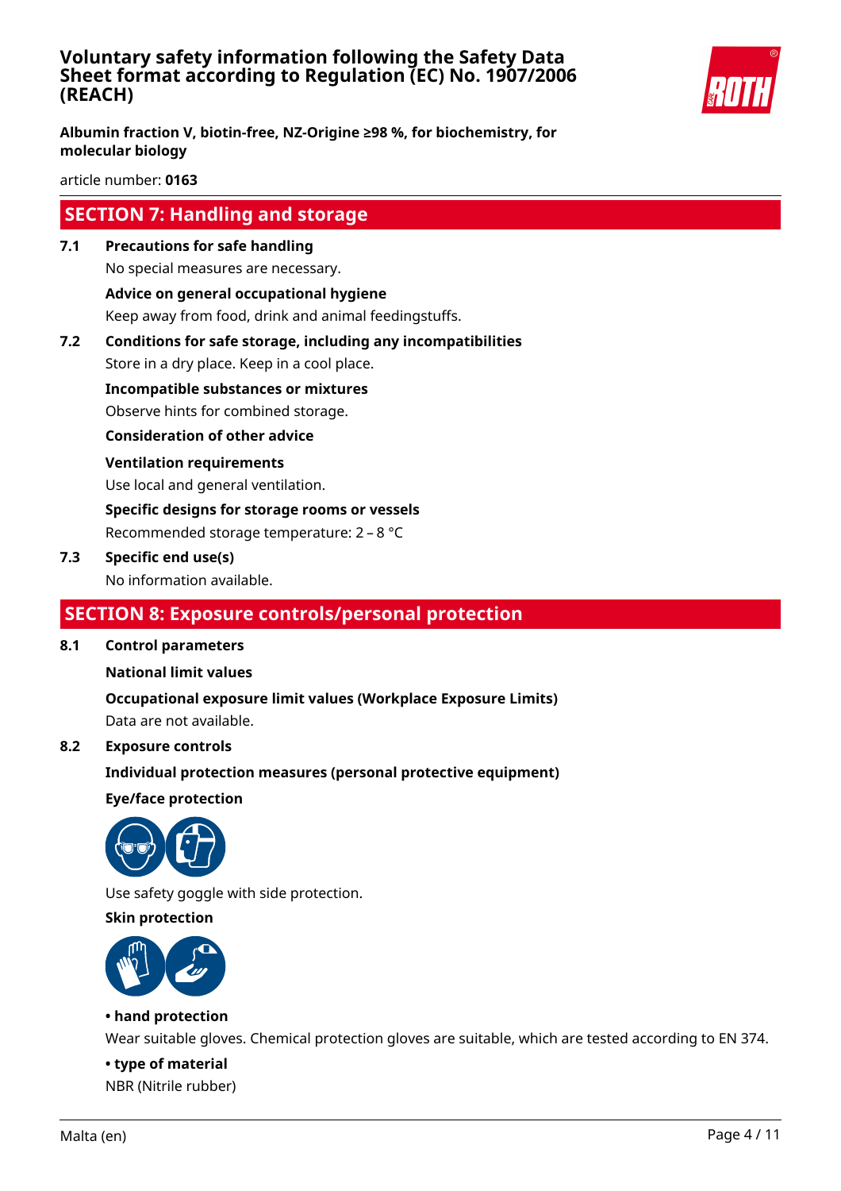## SECTION 7: Handling and storage

**7.1 Precautions for safe handling**

No special measures are necessary.

**Advice on general occupational hygiene**

Keep away from food, drink and animal feedingstuffs.

**7.2 Conditions for safe storage, including any incompatibilities**

Store in a dry place. Keep in a cool place.

**Incompatible substances or mixtures**

Observe hints for combined storage.

**Consideration of other advice**

**Ventilation requirements**

Use local and general ventilation.

**Specific designs for storage rooms or vessels**

Recommended storage temperature: 2 – 8 °C

**7.3 Specific end use(s)**

No information available.

## SECTION 8: Exposure controls/personal protection

**8.1 Control parameters**

**National limit values**

**Occupational exposure limit values (Workplace Exposure Limits)**

Data are not available.

**8.2 Exposure controls**

**Individual protection measures (personal protective equipment)**

**Eye/face protection**

Use safety goggle with side protection.

**Skin protection**

**• hand protection**

Wear suitable gloves. Chemical protection gloves are suitable, which are tested according to EN 374.

**• type of material**

NBR (Nitrile rubber)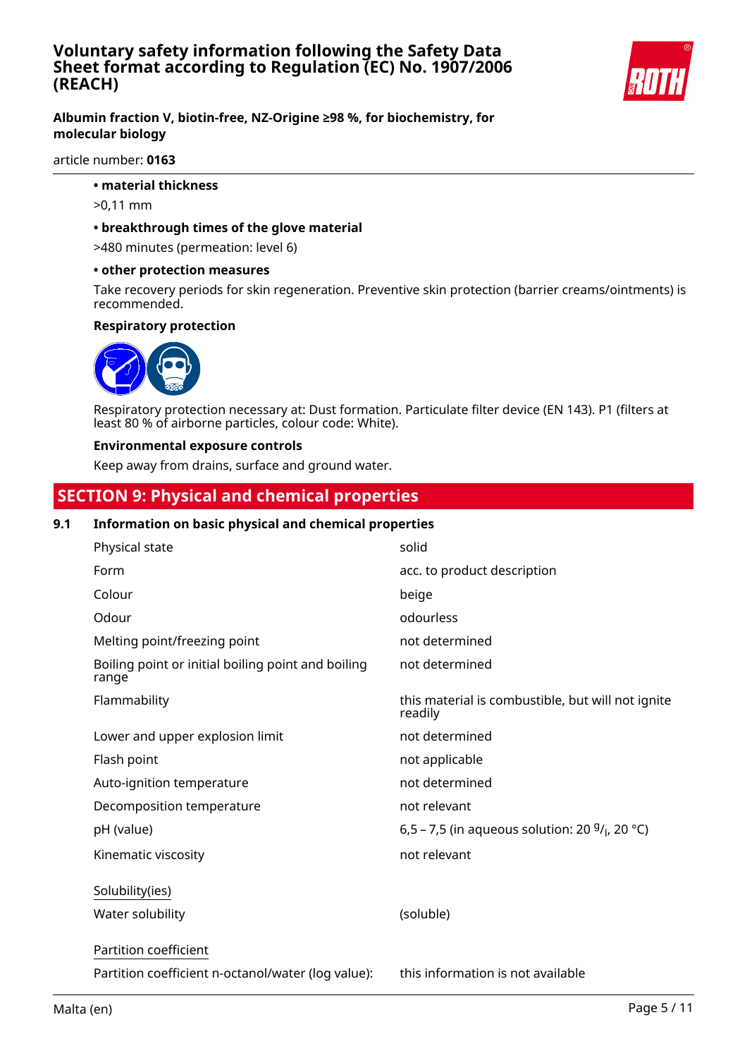• **material thickness**

>0,11 mm

• **breakthrough times of the glove material**

>480 minutes (permeation: level 6)

• **other protection measures**

Take recovery periods for skin regeneration. Preventive skin protection (barrier creams/ointments) is recommended.

**Respiratory protection**

Respiratory protection necessary at: Dust formation. Particulate filter device (EN 143). P1 (filters at least 80 % of airborne particles, colour code: White).

**Environmental exposure controls**

Keep away from drains, surface and ground water.

## SECTION 9: Physical and chemical properties

### 9.1 Information on basic physical and chemical properties

| | |
|---|---|
| Physical state | solid |
| Form | acc. to product description |
| Colour | beige |
| Odour | odourless |
| Melting point/freezing point | not determined |
| Boiling point or initial boiling point and boiling range | not determined |
| Flammability | this material is combustible, but will not ignite readily |
| Lower and upper explosion limit | not determined |
| Flash point | not applicable |
| Auto-ignition temperature | not determined |
| Decomposition temperature | not relevant |
| pH (value) | 6,5 – 7,5 (in aqueous solution: 20 $^{g}/_{l}$, 20 °C) |
| Kinematic viscosity | not relevant |

Solubility(ies)

| | |
|---|---|
| Water solubility | (soluble) |

Partition coefficient

| | |
|---|---|
| Partition coefficient n-octanol/water (log value): | this information is not available |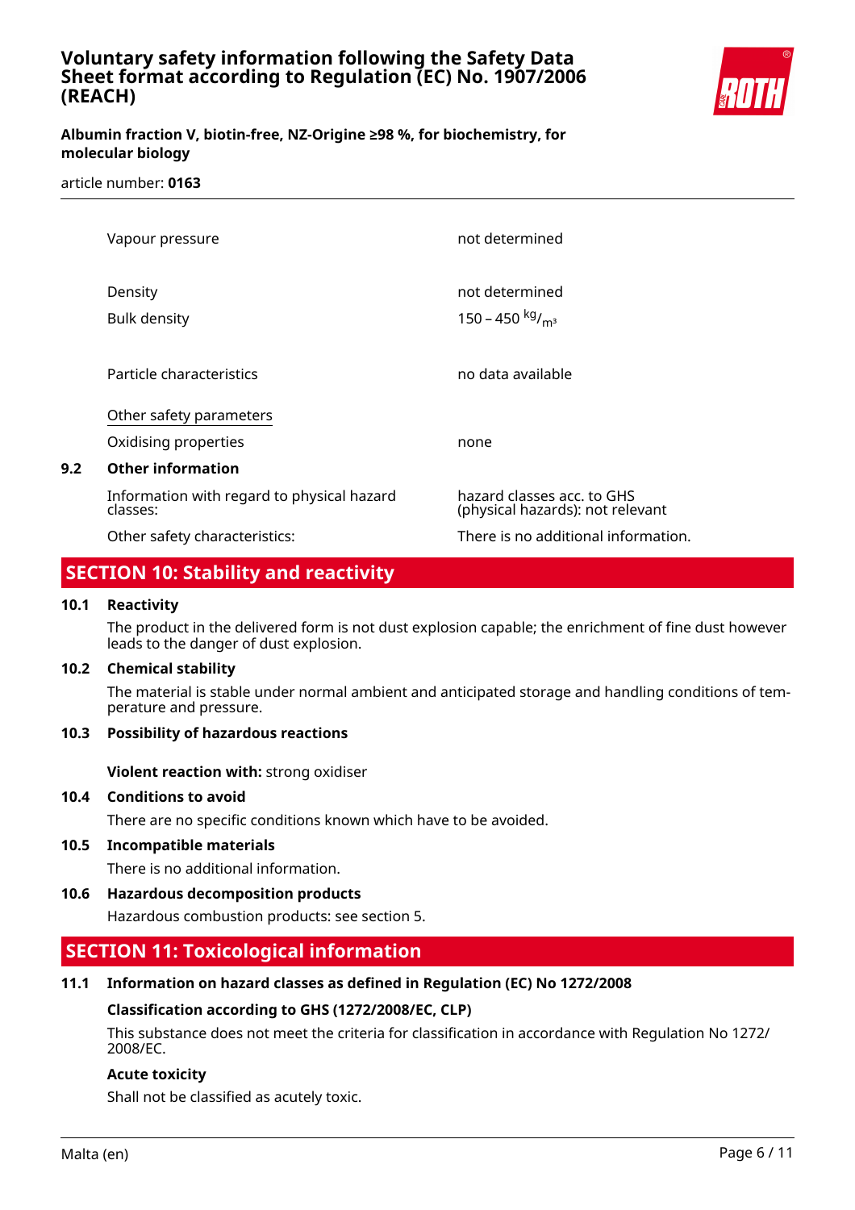| | |
|---|---|
| Vapour pressure | not determined |
| Density | not determined |
| Bulk density | 150 – 450 $^{kg}/_{m^3}$ |
| Particle characteristics | no data available |

Other safety parameters

| | |
|---|---|
| Oxidising properties | none |

**9.2 Other information**

| | |
|---|---|
| Information with regard to physical hazard classes: | hazard classes acc. to GHS (physical hazards): not relevant |
| Other safety characteristics: | There is no additional information. |

## SECTION 10: Stability and reactivity

**10.1 Reactivity**

The product in the delivered form is not dust explosion capable; the enrichment of fine dust however leads to the danger of dust explosion.

**10.2 Chemical stability**

The material is stable under normal ambient and anticipated storage and handling conditions of temperature and pressure.

**10.3 Possibility of hazardous reactions**

**Violent reaction with:** strong oxidiser

**10.4 Conditions to avoid**

There are no specific conditions known which have to be avoided.

**10.5 Incompatible materials**

There is no additional information.

**10.6 Hazardous decomposition products**

Hazardous combustion products: see section 5.

## SECTION 11: Toxicological information

**11.1 Information on hazard classes as defined in Regulation (EC) No 1272/2008**

**Classification according to GHS (1272/2008/EC, CLP)**

This substance does not meet the criteria for classification in accordance with Regulation No 1272/2008/EC.

**Acute toxicity**

Shall not be classified as acutely toxic.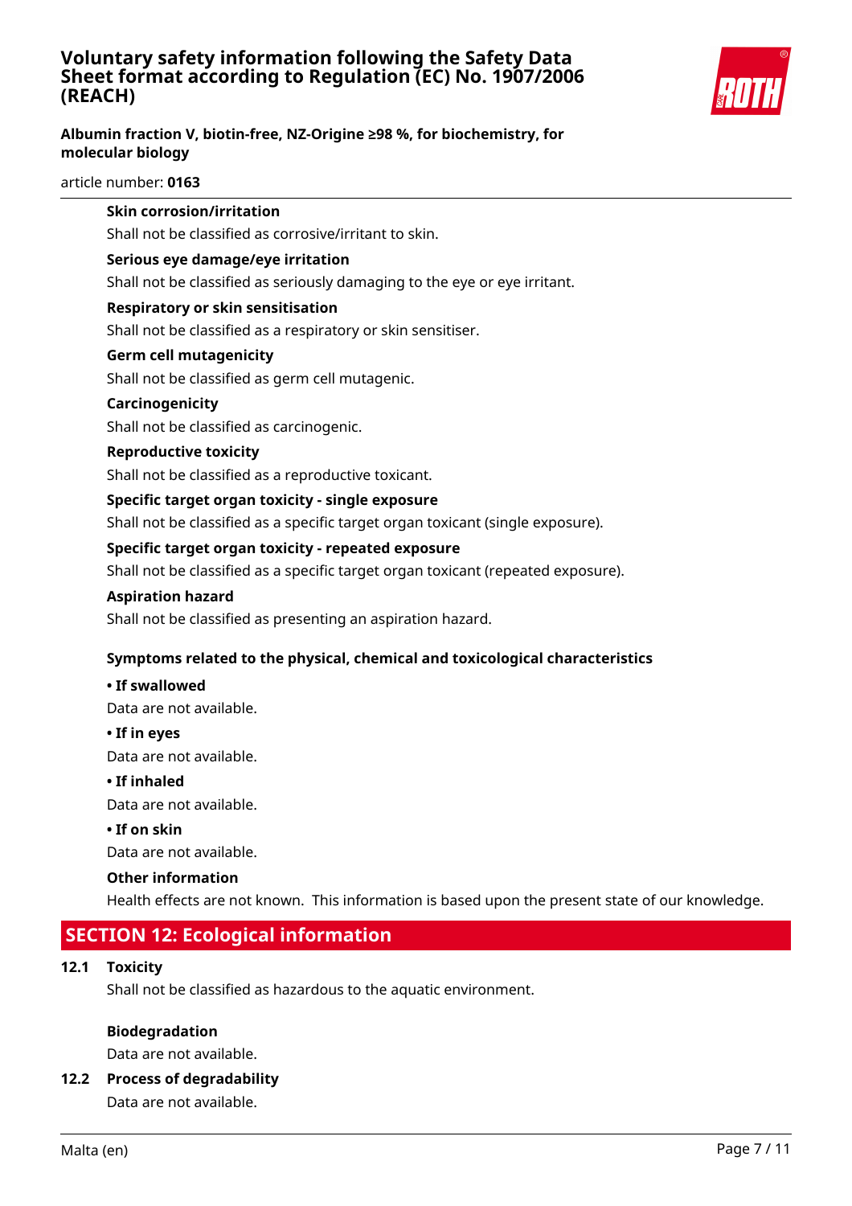**Skin corrosion/irritation**

Shall not be classified as corrosive/irritant to skin.

**Serious eye damage/eye irritation**

Shall not be classified as seriously damaging to the eye or eye irritant.

**Respiratory or skin sensitisation**

Shall not be classified as a respiratory or skin sensitiser.

**Germ cell mutagenicity**

Shall not be classified as germ cell mutagenic.

**Carcinogenicity**

Shall not be classified as carcinogenic.

**Reproductive toxicity**

Shall not be classified as a reproductive toxicant.

**Specific target organ toxicity - single exposure**

Shall not be classified as a specific target organ toxicant (single exposure).

**Specific target organ toxicity - repeated exposure**

Shall not be classified as a specific target organ toxicant (repeated exposure).

**Aspiration hazard**

Shall not be classified as presenting an aspiration hazard.

**Symptoms related to the physical, chemical and toxicological characteristics**

**• If swallowed**

Data are not available.

**• If in eyes**

Data are not available.

**• If inhaled**

Data are not available.

**• If on skin**

Data are not available.

**Other information**

Health effects are not known. This information is based upon the present state of our knowledge.

## SECTION 12: Ecological information

### 12.1 Toxicity

Shall not be classified as hazardous to the aquatic environment.

**Biodegradation**

Data are not available.

### 12.2 Process of degradability

Data are not available.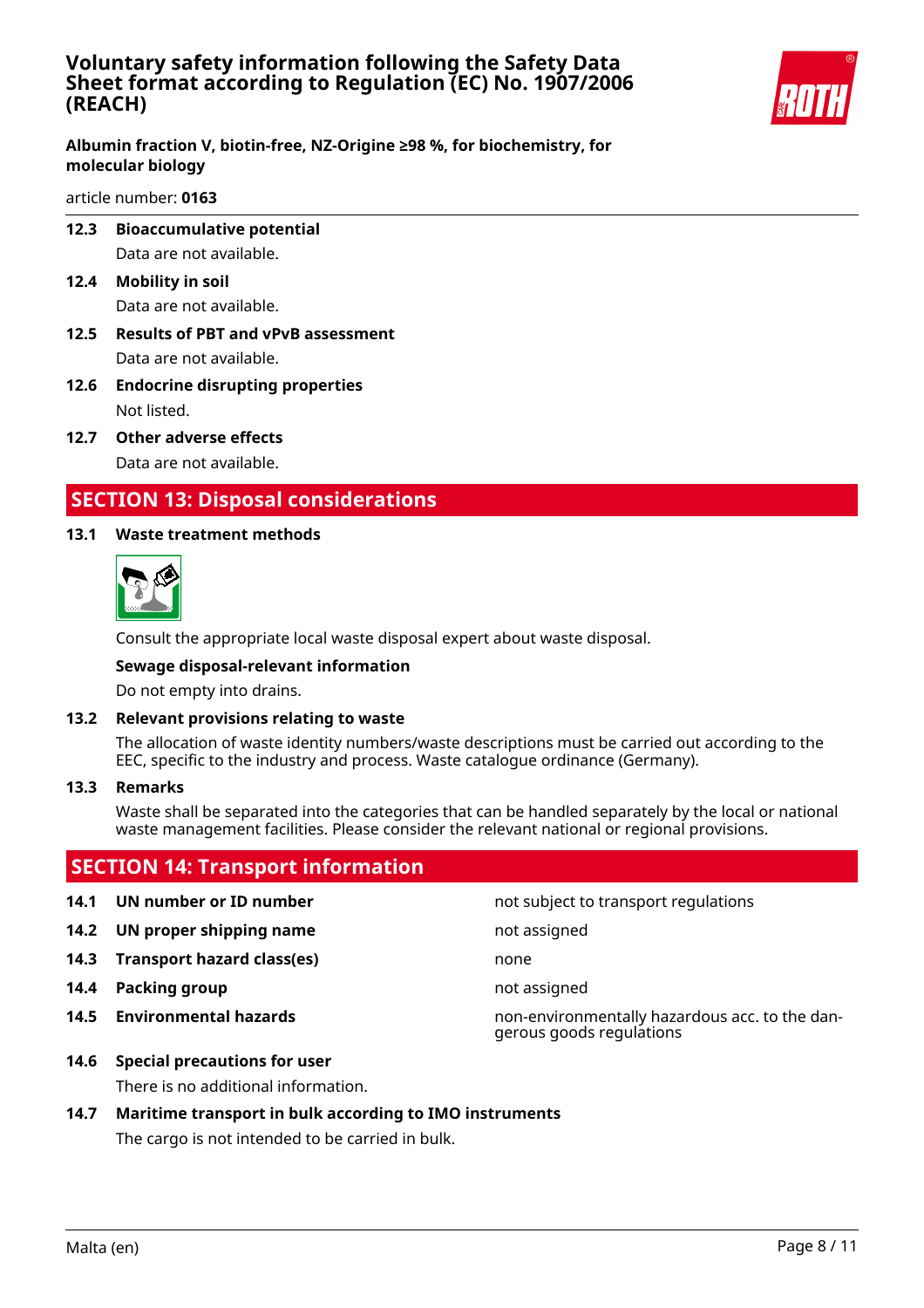### 12.3 Bioaccumulative potential

Data are not available.

### 12.4 Mobility in soil

Data are not available.

### 12.5 Results of PBT and vPvB assessment

Data are not available.

### 12.6 Endocrine disrupting properties

Not listed.

### 12.7 Other adverse effects

Data are not available.

## SECTION 13: Disposal considerations

### 13.1 Waste treatment methods

Consult the appropriate local waste disposal expert about waste disposal.

**Sewage disposal-relevant information**

Do not empty into drains.

### 13.2 Relevant provisions relating to waste

The allocation of waste identity numbers/waste descriptions must be carried out according to the EEC, specific to the industry and process. Waste catalogue ordinance (Germany).

### 13.3 Remarks

Waste shall be separated into the categories that can be handled separately by the local or national waste management facilities. Please consider the relevant national or regional provisions.

## SECTION 14: Transport information

| | | |
|---|---|---|
| **14.1** | **UN number or ID number** | not subject to transport regulations |
| **14.2** | **UN proper shipping name** | not assigned |
| **14.3** | **Transport hazard class(es)** | none |
| **14.4** | **Packing group** | not assigned |
| **14.5** | **Environmental hazards** | non-environmentally hazardous acc. to the dangerous goods regulations |

### 14.6 Special precautions for user

There is no additional information.

### 14.7 Maritime transport in bulk according to IMO instruments

The cargo is not intended to be carried in bulk.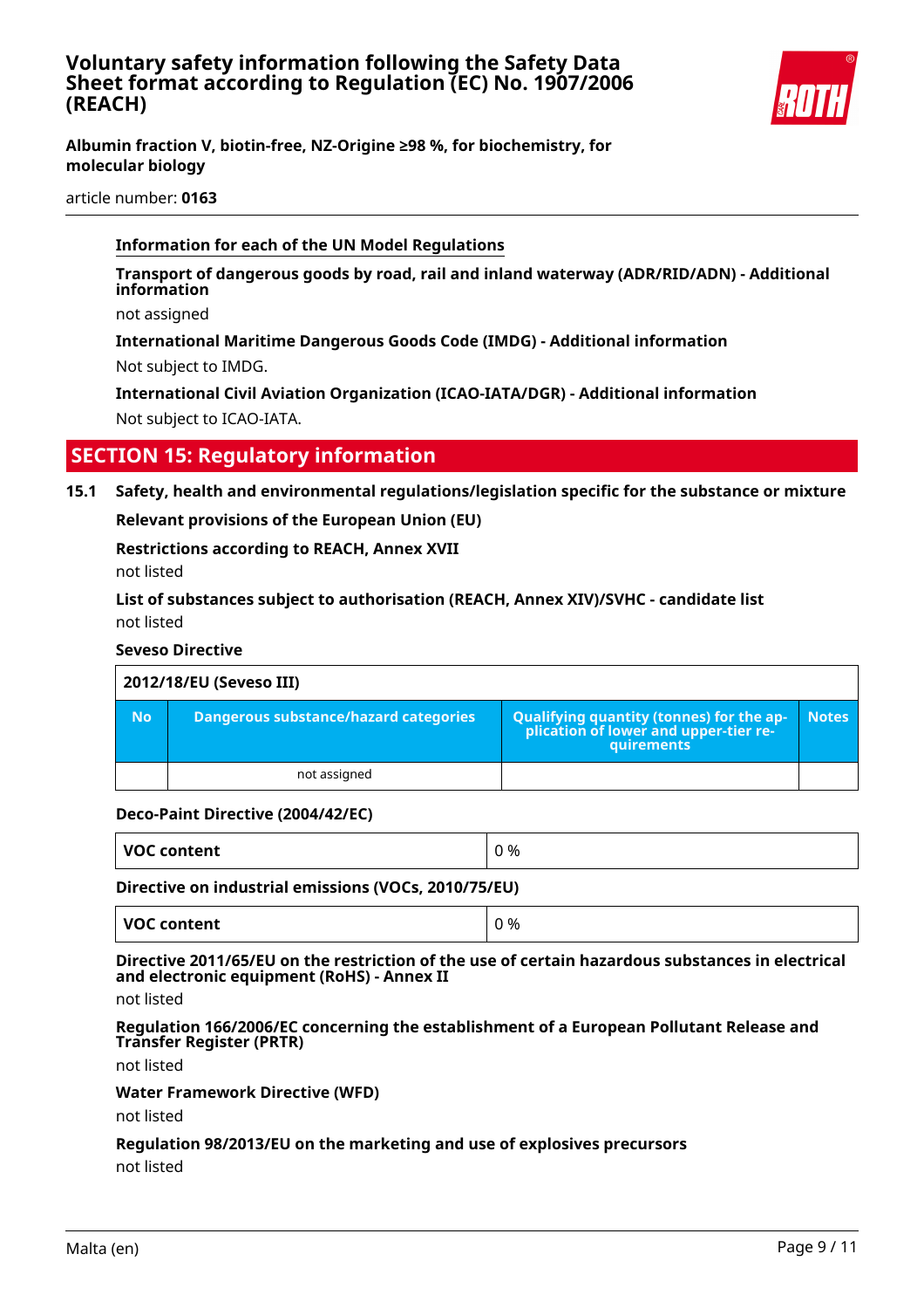**Information for each of the UN Model Regulations**

**Transport of dangerous goods by road, rail and inland waterway (ADR/RID/ADN) - Additional information**

not assigned

**International Maritime Dangerous Goods Code (IMDG) - Additional information**

Not subject to IMDG.

**International Civil Aviation Organization (ICAO-IATA/DGR) - Additional information**

Not subject to ICAO-IATA.

## SECTION 15: Regulatory information

### 15.1 Safety, health and environmental regulations/legislation specific for the substance or mixture

**Relevant provisions of the European Union (EU)**

**Restrictions according to REACH, Annex XVII**

not listed

**List of substances subject to authorisation (REACH, Annex XIV)/SVHC - candidate list**

not listed

**Seveso Directive**

| 2012/18/EU (Seveso III) | | | |
|---|---|---|---|
| **No** | **Dangerous substance/hazard categories** | **Qualifying quantity (tonnes) for the application of lower and upper-tier requirements** | **Notes** |
| | not assigned | | |

**Deco-Paint Directive (2004/42/EC)**

| VOC content | 0 % |
|---|---|

**Directive on industrial emissions (VOCs, 2010/75/EU)**

| VOC content | 0 % |
|---|---|

**Directive 2011/65/EU on the restriction of the use of certain hazardous substances in electrical and electronic equipment (RoHS) - Annex II**

not listed

**Regulation 166/2006/EC concerning the establishment of a European Pollutant Release and Transfer Register (PRTR)**

not listed

**Water Framework Directive (WFD)**

not listed

**Regulation 98/2013/EU on the marketing and use of explosives precursors**

not listed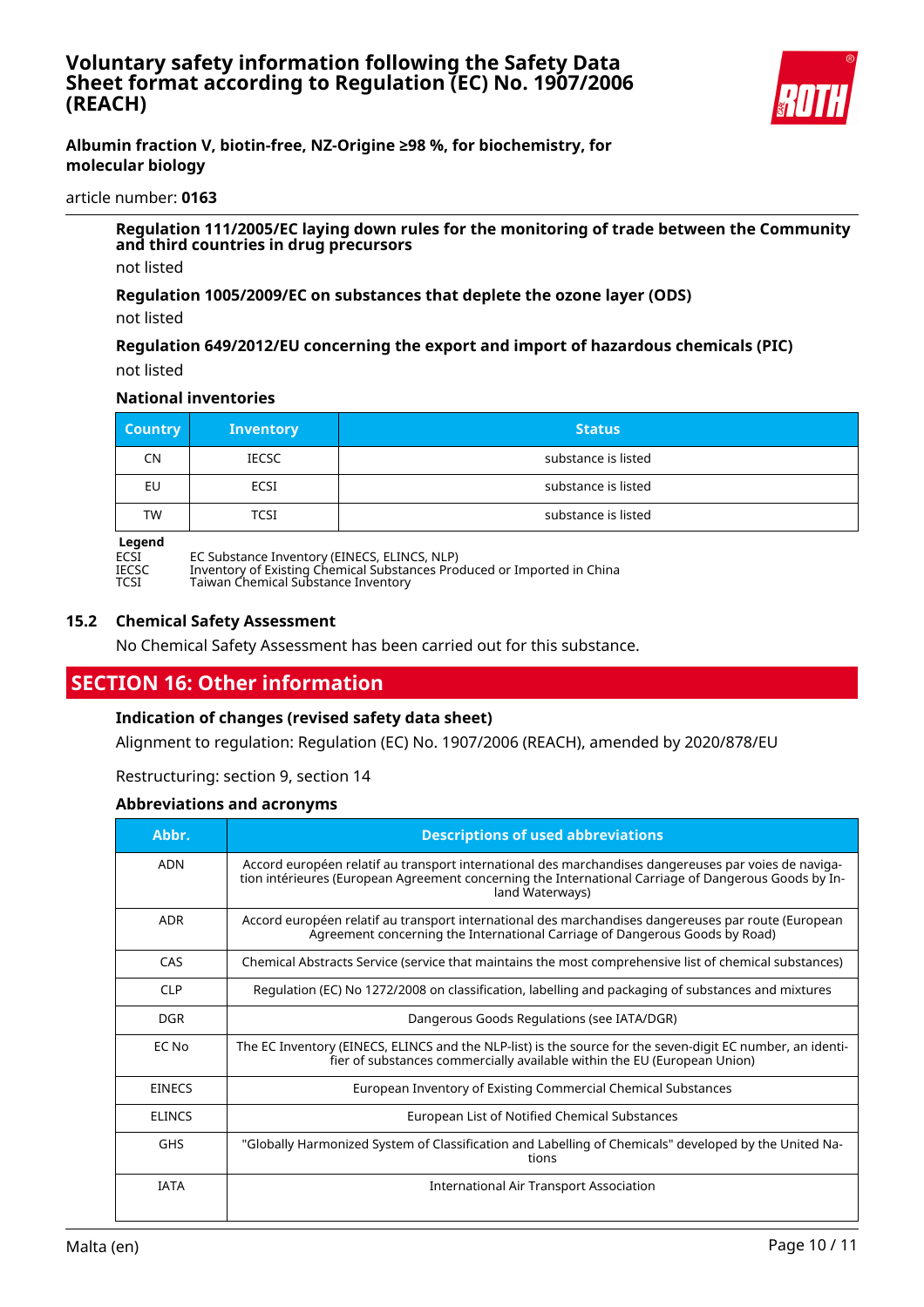**Regulation 111/2005/EC laying down rules for the monitoring of trade between the Community and third countries in drug precursors**

not listed

**Regulation 1005/2009/EC on substances that deplete the ozone layer (ODS)**

not listed

**Regulation 649/2012/EU concerning the export and import of hazardous chemicals (PIC)**

not listed

**National inventories**

| Country | Inventory | Status |
|---|---|---|
| CN | IECSC | substance is listed |
| EU | ECSI | substance is listed |
| TW | TCSI | substance is listed |

**Legend**

ECSI EC Substance Inventory (EINECS, ELINCS, NLP)
IECSC Inventory of Existing Chemical Substances Produced or Imported in China
TCSI Taiwan Chemical Substance Inventory

### 15.2 Chemical Safety Assessment

No Chemical Safety Assessment has been carried out for this substance.

## SECTION 16: Other information

**Indication of changes (revised safety data sheet)**

Alignment to regulation: Regulation (EC) No. 1907/2006 (REACH), amended by 2020/878/EU

Restructuring: section 9, section 14

**Abbreviations and acronyms**

| Abbr. | Descriptions of used abbreviations |
|---|---|
| ADN | Accord européen relatif au transport international des marchandises dangereuses par voies de navigation intérieures (European Agreement concerning the International Carriage of Dangerous Goods by Inland Waterways) |
| ADR | Accord européen relatif au transport international des marchandises dangereuses par route (European Agreement concerning the International Carriage of Dangerous Goods by Road) |
| CAS | Chemical Abstracts Service (service that maintains the most comprehensive list of chemical substances) |
| CLP | Regulation (EC) No 1272/2008 on classification, labelling and packaging of substances and mixtures |
| DGR | Dangerous Goods Regulations (see IATA/DGR) |
| EC No | The EC Inventory (EINECS, ELINCS and the NLP-list) is the source for the seven-digit EC number, an identifier of substances commercially available within the EU (European Union) |
| EINECS | European Inventory of Existing Commercial Chemical Substances |
| ELINCS | European List of Notified Chemical Substances |
| GHS | "Globally Harmonized System of Classification and Labelling of Chemicals" developed by the United Nations |
| IATA | International Air Transport Association |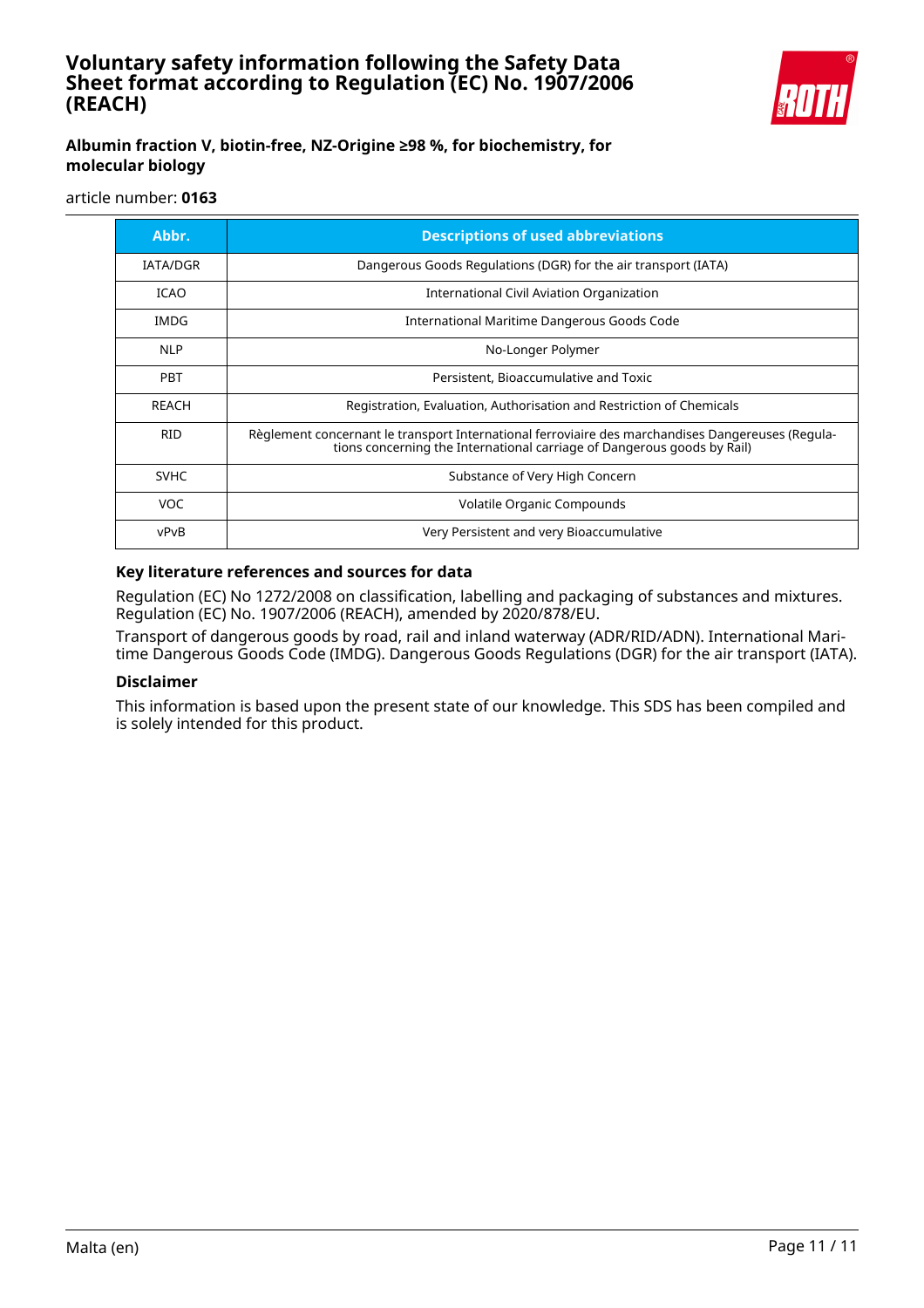| Abbr. | Descriptions of used abbreviations |
|---|---|
| IATA/DGR | Dangerous Goods Regulations (DGR) for the air transport (IATA) |
| ICAO | International Civil Aviation Organization |
| IMDG | International Maritime Dangerous Goods Code |
| NLP | No-Longer Polymer |
| PBT | Persistent, Bioaccumulative and Toxic |
| REACH | Registration, Evaluation, Authorisation and Restriction of Chemicals |
| RID | Règlement concernant le transport International ferroviaire des marchandises Dangereuses (Regulations concerning the International carriage of Dangerous goods by Rail) |
| SVHC | Substance of Very High Concern |
| VOC | Volatile Organic Compounds |
| vPvB | Very Persistent and very Bioaccumulative |

### Key literature references and sources for data

Regulation (EC) No 1272/2008 on classification, labelling and packaging of substances and mixtures. Regulation (EC) No. 1907/2006 (REACH), amended by 2020/878/EU.

Transport of dangerous goods by road, rail and inland waterway (ADR/RID/ADN). International Maritime Dangerous Goods Code (IMDG). Dangerous Goods Regulations (DGR) for the air transport (IATA).

### Disclaimer

This information is based upon the present state of our knowledge. This SDS has been compiled and is solely intended for this product.